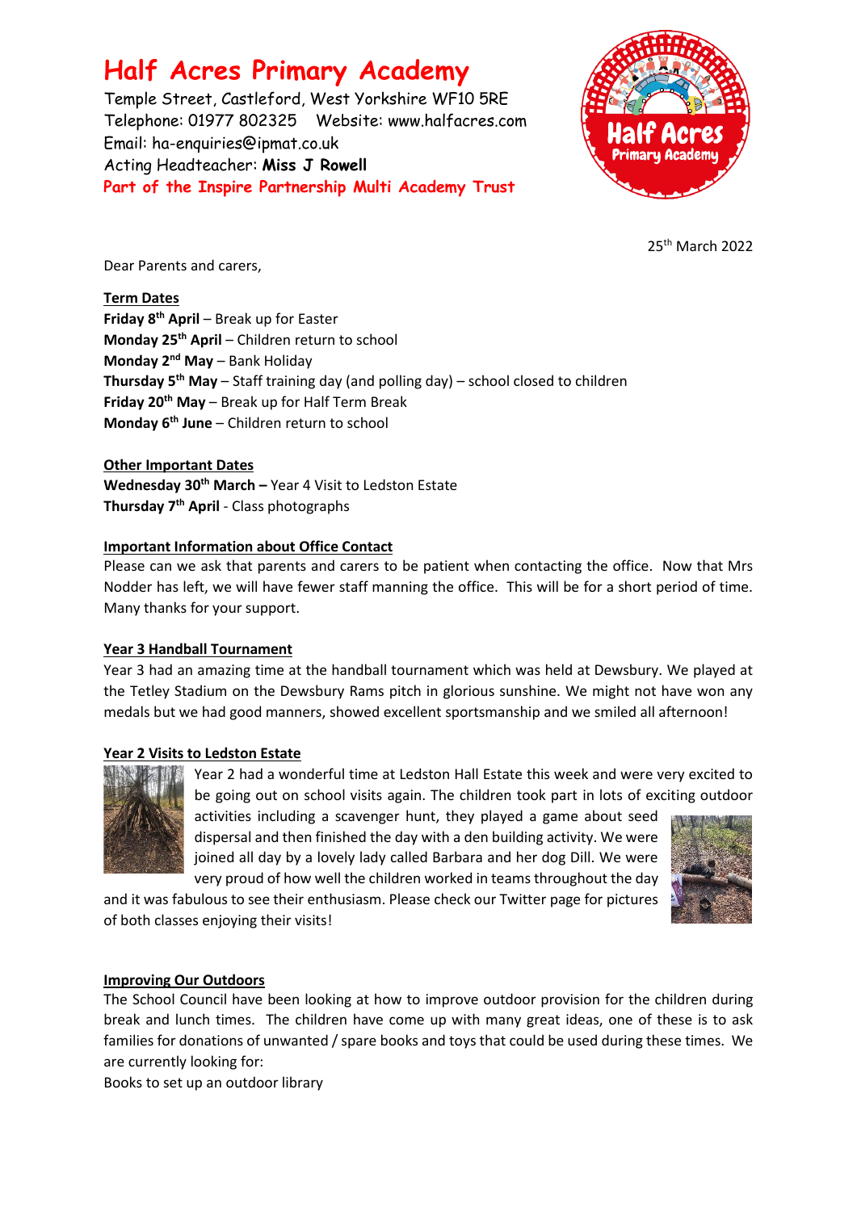# Half Acres Primary Academy

Temple Street, Castleford, West Yorkshire WF10 5RE
Telephone: 01977 802325 Website: www.halfacres.com
Email: ha-enquiries@ipmat.co.uk
Acting Headteacher: **Miss J Rowell**
**Part of the Inspire Partnership Multi Academy Trust**

25th March 2022

Dear Parents and carers,

## Term Dates

**Friday 8th April** – Break up for Easter
**Monday 25th April** – Children return to school
**Monday 2nd May** – Bank Holiday
**Thursday 5th May** – Staff training day (and polling day) – school closed to children
**Friday 20th May** – Break up for Half Term Break
**Monday 6th June** – Children return to school

## Other Important Dates

**Wednesday 30th March –** Year 4 Visit to Ledston Estate
**Thursday 7th April** - Class photographs

## Important Information about Office Contact

Please can we ask that parents and carers to be patient when contacting the office. Now that Mrs Nodder has left, we will have fewer staff manning the office. This will be for a short period of time. Many thanks for your support.

## Year 3 Handball Tournament

Year 3 had an amazing time at the handball tournament which was held at Dewsbury. We played at the Tetley Stadium on the Dewsbury Rams pitch in glorious sunshine. We might not have won any medals but we had good manners, showed excellent sportsmanship and we smiled all afternoon!

## Year 2 Visits to Ledston Estate

Year 2 had a wonderful time at Ledston Hall Estate this week and were very excited to be going out on school visits again. The children took part in lots of exciting outdoor activities including a scavenger hunt, they played a game about seed dispersal and then finished the day with a den building activity. We were joined all day by a lovely lady called Barbara and her dog Dill. We were very proud of how well the children worked in teams throughout the day and it was fabulous to see their enthusiasm. Please check our Twitter page for pictures of both classes enjoying their visits!

## Improving Our Outdoors

The School Council have been looking at how to improve outdoor provision for the children during break and lunch times. The children have come up with many great ideas, one of these is to ask families for donations of unwanted / spare books and toys that could be used during these times. We are currently looking for:

Books to set up an outdoor library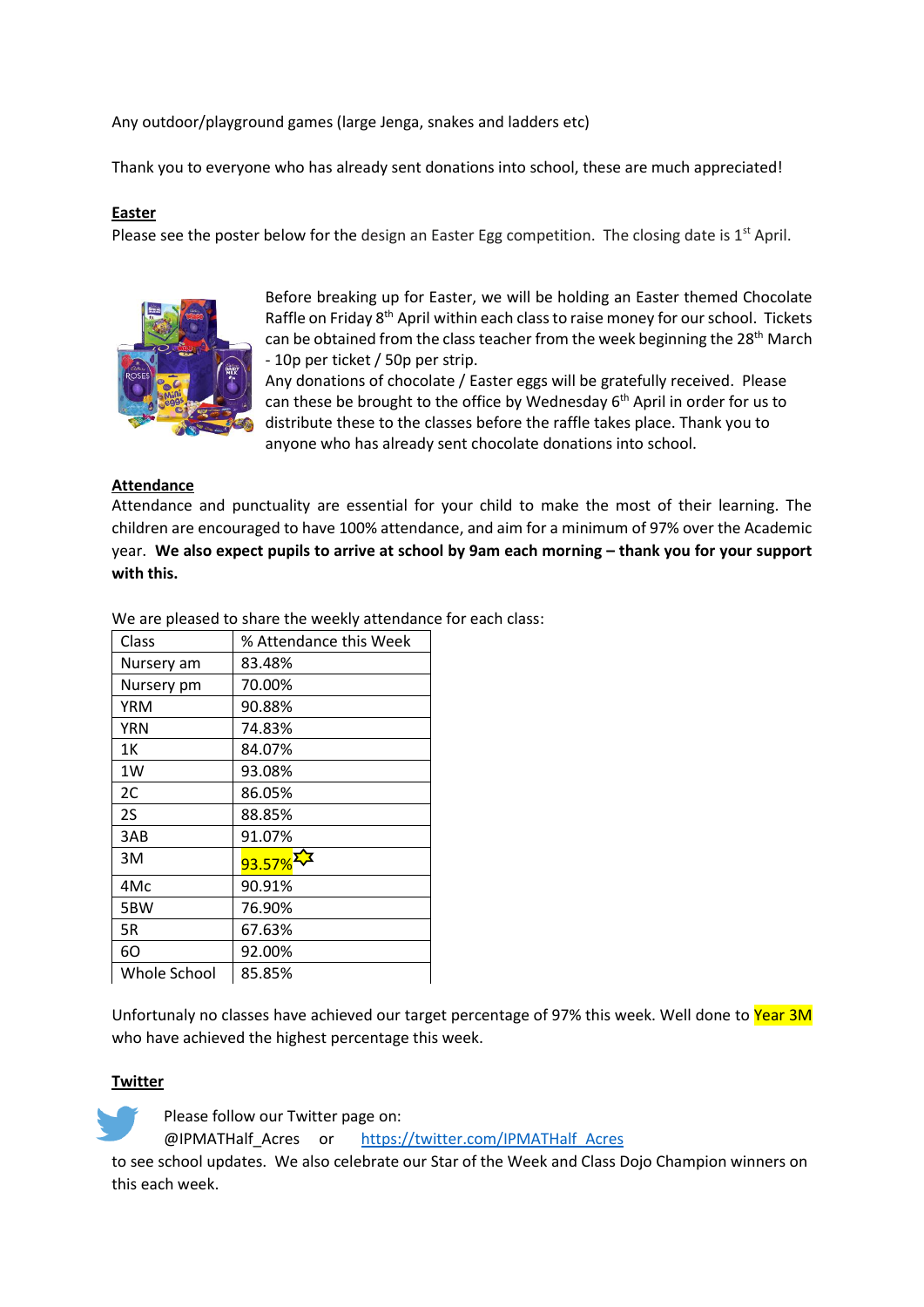Any outdoor/playground games (large Jenga, snakes and ladders etc)

Thank you to everyone who has already sent donations into school, these are much appreciated!

**Easter**

Please see the poster below for the design an Easter Egg competition. The closing date is 1st April.

Before breaking up for Easter, we will be holding an Easter themed Chocolate Raffle on Friday 8th April within each class to raise money for our school. Tickets can be obtained from the class teacher from the week beginning the 28th March - 10p per ticket / 50p per strip.

Any donations of chocolate / Easter eggs will be gratefully received. Please can these be brought to the office by Wednesday 6th April in order for us to distribute these to the classes before the raffle takes place. Thank you to anyone who has already sent chocolate donations into school.

**Attendance**

Attendance and punctuality are essential for your child to make the most of their learning. The children are encouraged to have 100% attendance, and aim for a minimum of 97% over the Academic year. **We also expect pupils to arrive at school by 9am each morning – thank you for your support with this.**

We are pleased to share the weekly attendance for each class:

| Class | % Attendance this Week |
|---|---|
| Nursery am | 83.48% |
| Nursery pm | 70.00% |
| YRM | 90.88% |
| YRN | 74.83% |
| 1K | 84.07% |
| 1W | 93.08% |
| 2C | 86.05% |
| 2S | 88.85% |
| 3AB | 91.07% |
| 3M | 93.57% |
| 4Mc | 90.91% |
| 5BW | 76.90% |
| 5R | 67.63% |
| 6O | 92.00% |
| Whole School | 85.85% |

Unfortunaly no classes have achieved our target percentage of 97% this week. Well done to Year 3M who have achieved the highest percentage this week.

**Twitter**

Please follow our Twitter page on:
@IPMATHalf_Acres or https://twitter.com/IPMATHalf_Acres
to see school updates. We also celebrate our Star of the Week and Class Dojo Champion winners on this each week.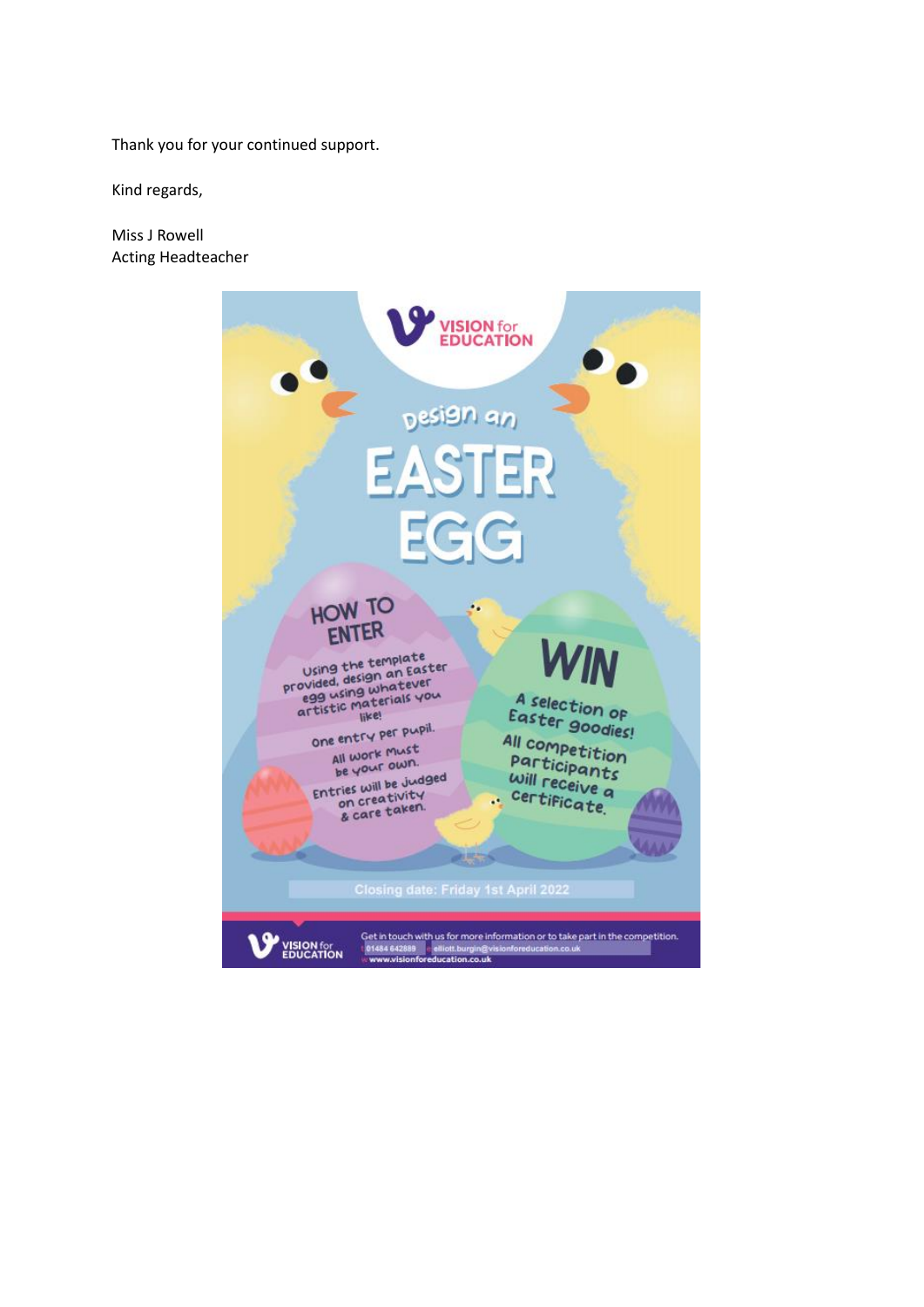Thank you for your continued support.

Kind regards,

Miss J Rowell
Acting Headteacher

VISION for EDUCATION

# Design an EASTER EGG

## HOW TO ENTER

Using the template provided, design an Easter egg using whatever artistic materials you like!

One entry per pupil.

All work must be your own.

Entries will be judged on creativity & care taken.

## WIN

A selection of Easter goodies!

All competition participants will receive a certificate.

Closing date: Friday 1st April 2022

VISION for EDUCATION

Get in touch with us for more information or to take part in the competition.
t 01484 642889 e elliott.burgin@visionforeducation.co.uk
w www.visionforeducation.co.uk